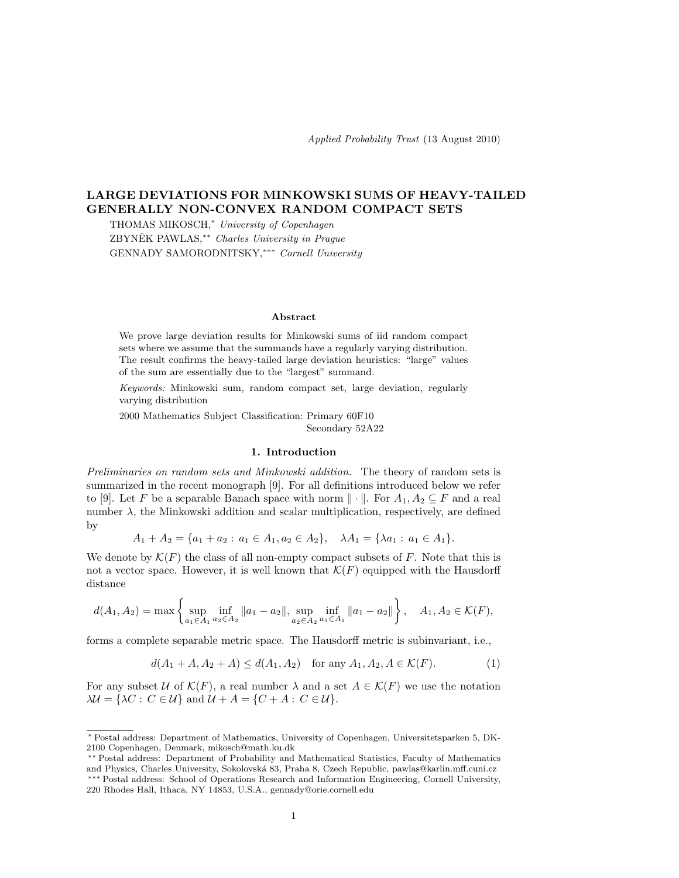Applied Probability Trust (13 August 2010)

# LARGE DEVIATIONS FOR MINKOWSKI SUMS OF HEAVY-TAILED GENERALLY NON-CONVEX RANDOM COMPACT SETS

THOMAS MIKOSCH,* *University of Copenhagen*

ZBYNĚK PAWLAS,** *Charles University in Prague*

GENNADY SAMORODNITSKY,*** *Cornell University*

### Abstract

We prove large deviation results for Minkowski sums of iid random compact sets where we assume that the summands have a regularly varying distribution. The result confirms the heavy-tailed large deviation heuristics: "large" values of the sum are essentially due to the "largest" summand.

*Keywords:* Minkowski sum, random compact set, large deviation, regularly varying distribution

2000 Mathematics Subject Classification: Primary 60F10
Secondary 52A22

## 1. Introduction

*Preliminaries on random sets and Minkowski addition.* The theory of random sets is summarized in the recent monograph [9]. For all definitions introduced below we refer to [9]. Let $F$ be a separable Banach space with norm $\|\cdot\|$. For $A_1, A_2 \subseteq F$ and a real number $\lambda$, the Minkowski addition and scalar multiplication, respectively, are defined by

$$A_1 + A_2 = \{a_1 + a_2 : a_1 \in A_1, a_2 \in A_2\}, \quad \lambda A_1 = \{\lambda a_1 : a_1 \in A_1\}.$$

We denote by $\mathcal{K}(F)$ the class of all non-empty compact subsets of $F$. Note that this is not a vector space. However, it is well known that $\mathcal{K}(F)$ equipped with the Hausdorff distance

$$d(A_1, A_2) = \max\left\{\sup_{a_1 \in A_1} \inf_{a_2 \in A_2} \|a_1 - a_2\|, \sup_{a_2 \in A_2} \inf_{a_1 \in A_1} \|a_1 - a_2\|\right\}, \quad A_1, A_2 \in \mathcal{K}(F),$$

forms a complete separable metric space. The Hausdorff metric is subinvariant, i.e.,

$$d(A_1 + A, A_2 + A) \leq d(A_1, A_2) \quad \text{for any } A_1, A_2, A \in \mathcal{K}(F). \tag{1}$$

For any subset $\mathcal{U}$ of $\mathcal{K}(F)$, a real number $\lambda$ and a set $A \in \mathcal{K}(F)$ we use the notation $\lambda\mathcal{U} = \{\lambda C : C \in \mathcal{U}\}$ and $\mathcal{U} + A = \{C + A : C \in \mathcal{U}\}$.

---

* Postal address: Department of Mathematics, University of Copenhagen, Universitetsparken 5, DK-2100 Copenhagen, Denmark, mikosch@math.ku.dk

** Postal address: Department of Probability and Mathematical Statistics, Faculty of Mathematics and Physics, Charles University, Sokolovská 83, Praha 8, Czech Republic, pawlas@karlin.mff.cuni.cz

*** Postal address: School of Operations Research and Information Engineering, Cornell University, 220 Rhodes Hall, Ithaca, NY 14853, U.S.A., gennady@orie.cornell.edu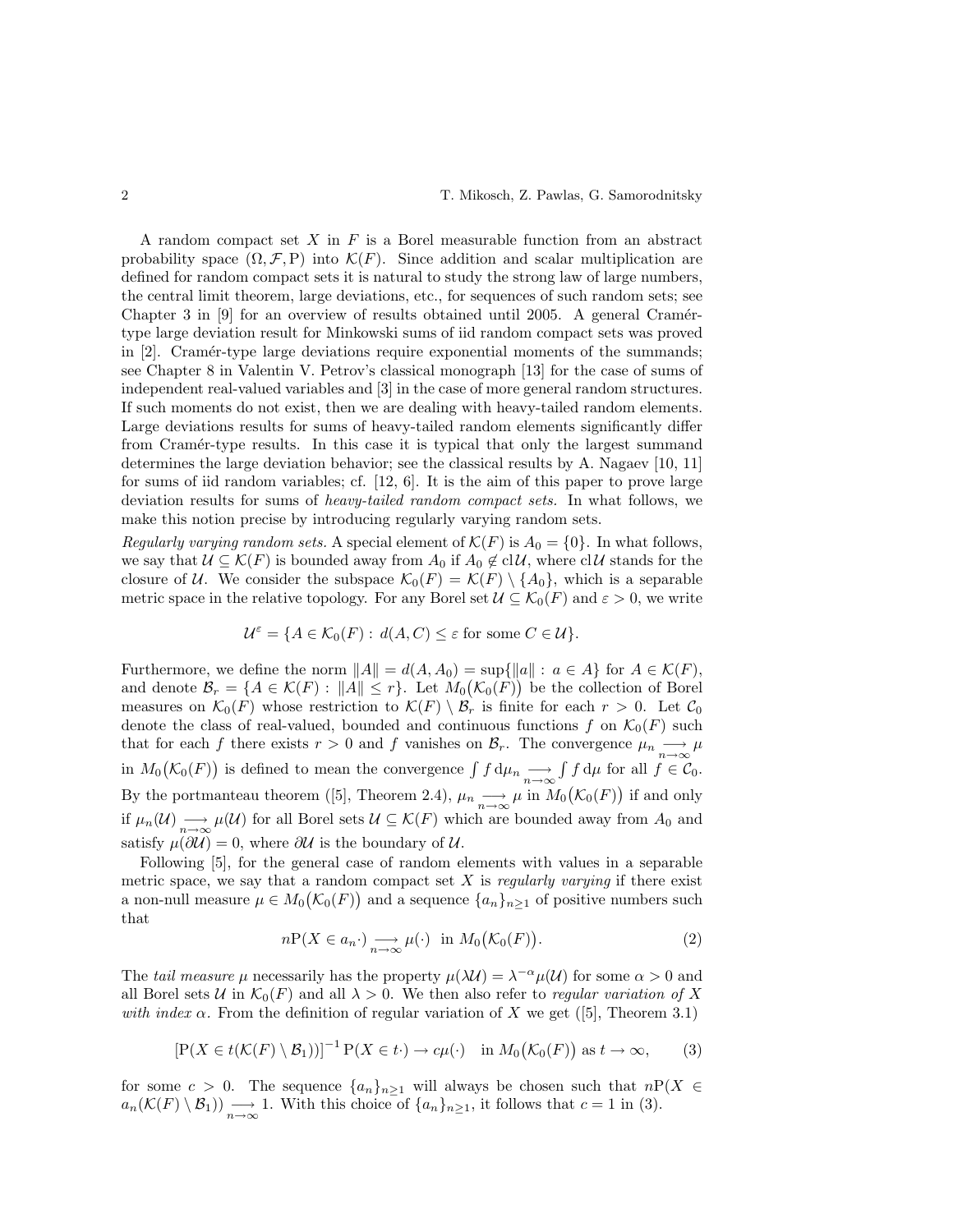A random compact set $X$ in $F$ is a Borel measurable function from an abstract probability space $(\Omega, \mathcal{F}, \mathrm{P})$ into $\mathcal{K}(F)$. Since addition and scalar multiplication are defined for random compact sets it is natural to study the strong law of large numbers, the central limit theorem, large deviations, etc., for sequences of such random sets; see Chapter 3 in [9] for an overview of results obtained until 2005. A general Cramér-type large deviation result for Minkowski sums of iid random compact sets was proved in [2]. Cramér-type large deviations require exponential moments of the summands; see Chapter 8 in Valentin V. Petrov's classical monograph [13] for the case of sums of independent real-valued variables and [3] in the case of more general random structures. If such moments do not exist, then we are dealing with heavy-tailed random elements. Large deviations results for sums of heavy-tailed random elements significantly differ from Cramér-type results. In this case it is typical that only the largest summand determines the large deviation behavior; see the classical results by A. Nagaev [10, 11] for sums of iid random variables; cf. [12, 6]. It is the aim of this paper to prove large deviation results for sums of *heavy-tailed random compact sets*. In what follows, we make this notion precise by introducing regularly varying random sets.

*Regularly varying random sets.* A special element of $\mathcal{K}(F)$ is $A_0 = \{0\}$. In what follows, we say that $\mathcal{U} \subseteq \mathcal{K}(F)$ is bounded away from $A_0$ if $A_0 \notin \mathrm{cl}\,\mathcal{U}$, where $\mathrm{cl}\,\mathcal{U}$ stands for the closure of $\mathcal{U}$. We consider the subspace $\mathcal{K}_0(F) = \mathcal{K}(F) \setminus \{A_0\}$, which is a separable metric space in the relative topology. For any Borel set $\mathcal{U} \subseteq \mathcal{K}_0(F)$ and $\varepsilon > 0$, we write

$$\mathcal{U}^\varepsilon = \{A \in \mathcal{K}_0(F) :\, d(A, C) \le \varepsilon \text{ for some } C \in \mathcal{U}\}.$$

Furthermore, we define the norm $\|A\| = d(A, A_0) = \sup\{\|a\| :\, a \in A\}$ for $A \in \mathcal{K}(F)$, and denote $\mathcal{B}_r = \{A \in \mathcal{K}(F) :\, \|A\| \le r\}$. Let $M_0\big(\mathcal{K}_0(F)\big)$ be the collection of Borel measures on $\mathcal{K}_0(F)$ whose restriction to $\mathcal{K}(F) \setminus \mathcal{B}_r$ is finite for each $r > 0$. Let $\mathcal{C}_0$ denote the class of real-valued, bounded and continuous functions $f$ on $\mathcal{K}_0(F)$ such that for each $f$ there exists $r > 0$ and $f$ vanishes on $\mathcal{B}_r$. The convergence $\mu_n \underset{n\to\infty}{\longrightarrow} \mu$ in $M_0\big(\mathcal{K}_0(F)\big)$ is defined to mean the convergence $\int f \,\mathrm{d}\mu_n \underset{n\to\infty}{\longrightarrow} \int f \,\mathrm{d}\mu$ for all $f \in \mathcal{C}_0$. By the portmanteau theorem ([5], Theorem 2.4), $\mu_n \underset{n\to\infty}{\longrightarrow} \mu$ in $M_0\big(\mathcal{K}_0(F)\big)$ if and only if $\mu_n(\mathcal{U}) \underset{n\to\infty}{\longrightarrow} \mu(\mathcal{U})$ for all Borel sets $\mathcal{U} \subseteq \mathcal{K}(F)$ which are bounded away from $A_0$ and satisfy $\mu(\partial\mathcal{U}) = 0$, where $\partial\mathcal{U}$ is the boundary of $\mathcal{U}$.

Following [5], for the general case of random elements with values in a separable metric space, we say that a random compact set $X$ is *regularly varying* if there exist a non-null measure $\mu \in M_0\big(\mathcal{K}_0(F)\big)$ and a sequence $\{a_n\}_{n\ge1}$ of positive numbers such that

$$n\mathrm{P}(X \in a_n\cdot) \underset{n\to\infty}{\longrightarrow} \mu(\cdot) \quad \text{in } M_0\big(\mathcal{K}_0(F)\big). \tag{2}$$

The *tail measure* $\mu$ necessarily has the property $\mu(\lambda\mathcal{U}) = \lambda^{-\alpha}\mu(\mathcal{U})$ for some $\alpha > 0$ and all Borel sets $\mathcal{U}$ in $\mathcal{K}_0(F)$ and all $\lambda > 0$. We then also refer to *regular variation of $X$ with index $\alpha$*. From the definition of regular variation of $X$ we get ([5], Theorem 3.1)

$$\left[\mathrm{P}(X \in t(\mathcal{K}(F) \setminus \mathcal{B}_1))\right]^{-1} \mathrm{P}(X \in t\cdot) \to c\mu(\cdot) \quad \text{in } M_0\big(\mathcal{K}_0(F)\big) \text{ as } t \to \infty, \tag{3}$$

for some $c > 0$. The sequence $\{a_n\}_{n\ge1}$ will always be chosen such that $n\mathrm{P}(X \in a_n(\mathcal{K}(F) \setminus \mathcal{B}_1)) \underset{n\to\infty}{\longrightarrow} 1$. With this choice of $\{a_n\}_{n\ge1}$, it follows that $c = 1$ in (3).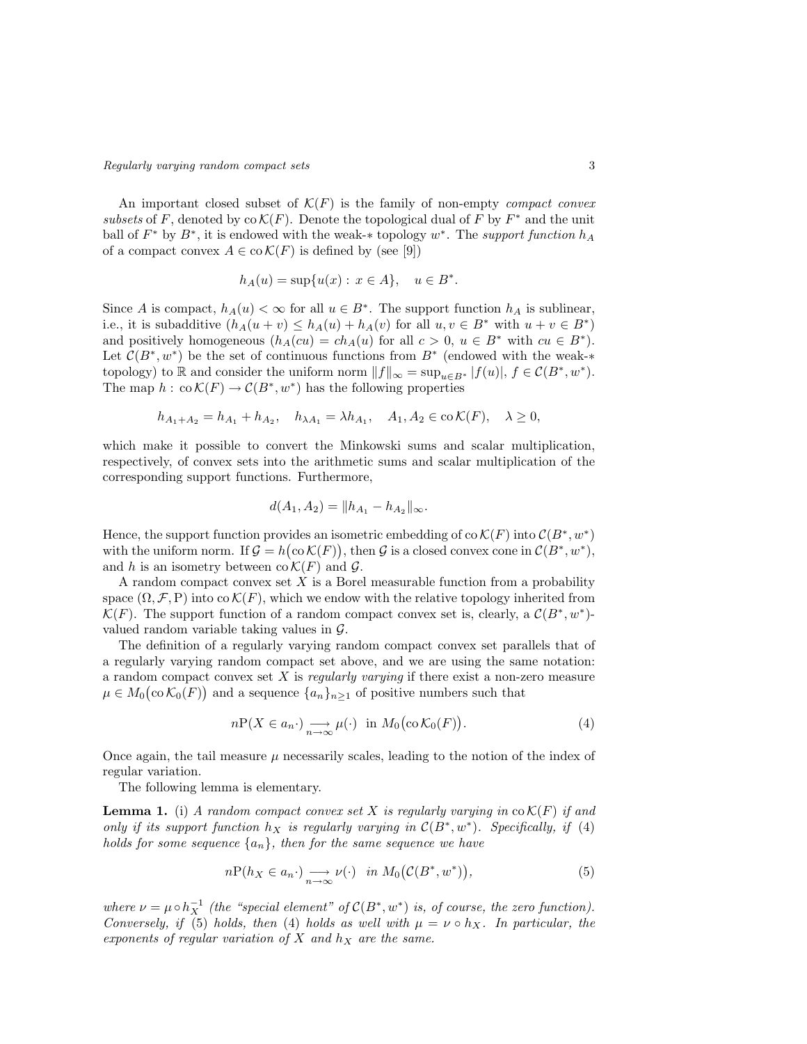An important closed subset of $\mathcal{K}(F)$ is the family of non-empty *compact convex subsets* of $F$, denoted by $\operatorname{co}\mathcal{K}(F)$. Denote the topological dual of $F$ by $F^*$ and the unit ball of $F^*$ by $B^*$, it is endowed with the weak-$*$ topology $w^*$. The *support function* $h_A$ of a compact convex $A \in \operatorname{co}\mathcal{K}(F)$ is defined by (see [9])

$$h_A(u) = \sup\{u(x) : x \in A\}, \quad u \in B^*.$$

Since $A$ is compact, $h_A(u) < \infty$ for all $u \in B^*$. The support function $h_A$ is sublinear, i.e., it is subadditive ($h_A(u + v) \leq h_A(u) + h_A(v)$ for all $u, v \in B^*$ with $u + v \in B^*$) and positively homogeneous ($h_A(cu) = ch_A(u)$ for all $c > 0$, $u \in B^*$ with $cu \in B^*$). Let $\mathcal{C}(B^*, w^*)$ be the set of continuous functions from $B^*$ (endowed with the weak-$*$ topology) to $\mathbb{R}$ and consider the uniform norm $\|f\|_\infty = \sup_{u\in B^*} |f(u)|$, $f \in \mathcal{C}(B^*, w^*)$. The map $h : \operatorname{co}\mathcal{K}(F) \to \mathcal{C}(B^*, w^*)$ has the following properties

$$h_{A_1+A_2} = h_{A_1} + h_{A_2}, \quad h_{\lambda A_1} = \lambda h_{A_1}, \quad A_1, A_2 \in \operatorname{co}\mathcal{K}(F), \quad \lambda \geq 0,$$

which make it possible to convert the Minkowski sums and scalar multiplication, respectively, of convex sets into the arithmetic sums and scalar multiplication of the corresponding support functions. Furthermore,

$$d(A_1, A_2) = \|h_{A_1} - h_{A_2}\|_\infty.$$

Hence, the support function provides an isometric embedding of $\operatorname{co}\mathcal{K}(F)$ into $\mathcal{C}(B^*, w^*)$ with the uniform norm. If $\mathcal{G} = h\big(\operatorname{co}\mathcal{K}(F)\big)$, then $\mathcal{G}$ is a closed convex cone in $\mathcal{C}(B^*, w^*)$, and $h$ is an isometry between $\operatorname{co}\mathcal{K}(F)$ and $\mathcal{G}$.

A random compact convex set $X$ is a Borel measurable function from a probability space $(\Omega, \mathcal{F}, \mathrm{P})$ into $\operatorname{co}\mathcal{K}(F)$, which we endow with the relative topology inherited from $\mathcal{K}(F)$. The support function of a random compact convex set is, clearly, a $\mathcal{C}(B^*, w^*)$-valued random variable taking values in $\mathcal{G}$.

The definition of a regularly varying random compact convex set parallels that of a regularly varying random compact set above, and we are using the same notation: a random compact convex set $X$ is *regularly varying* if there exist a non-zero measure $\mu \in M_0\big(\operatorname{co}\mathcal{K}_0(F)\big)$ and a sequence $\{a_n\}_{n\geq 1}$ of positive numbers such that

$$n\mathrm{P}(X \in a_n\cdot) \underset{n\to\infty}{\longrightarrow} \mu(\cdot) \ \text{ in } M_0\big(\operatorname{co}\mathcal{K}_0(F)\big). \tag{4}$$

Once again, the tail measure $\mu$ necessarily scales, leading to the notion of the index of regular variation.

The following lemma is elementary.

**Lemma 1.** (i) *A random compact convex set $X$ is regularly varying in $\operatorname{co}\mathcal{K}(F)$ if and only if its support function $h_X$ is regularly varying in $\mathcal{C}(B^*, w^*)$. Specifically, if (4) holds for some sequence $\{a_n\}$, then for the same sequence we have*

$$n\mathrm{P}(h_X \in a_n\cdot) \underset{n\to\infty}{\longrightarrow} \nu(\cdot) \ \text{ in } M_0\big(\mathcal{C}(B^*, w^*)\big), \tag{5}$$

*where $\nu = \mu \circ h_X^{-1}$ (the "special element" of $\mathcal{C}(B^*, w^*)$ is, of course, the zero function). Conversely, if (5) holds, then (4) holds as well with $\mu = \nu \circ h_X$. In particular, the exponents of regular variation of $X$ and $h_X$ are the same.*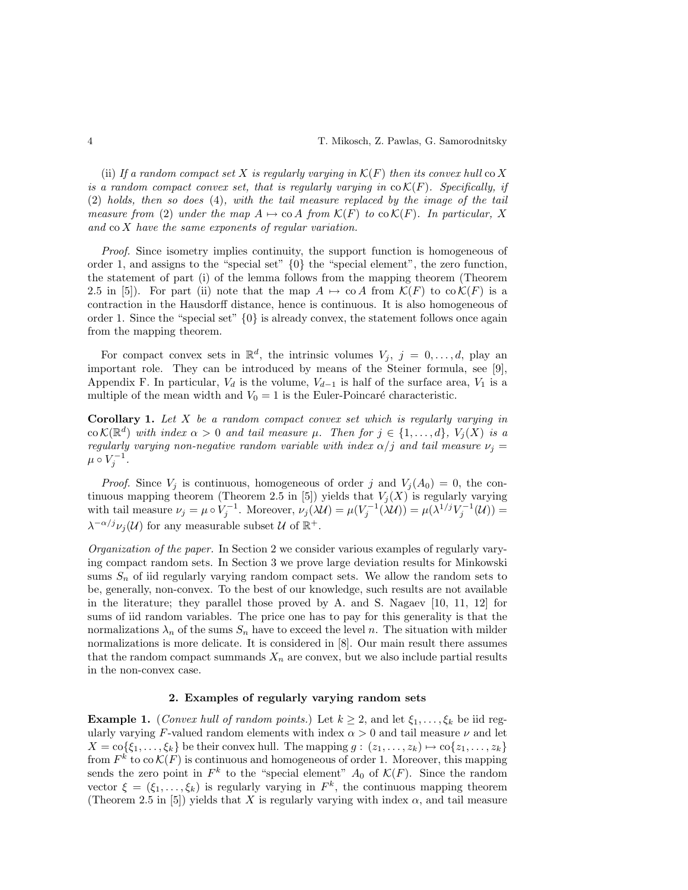(ii) *If a random compact set $X$ is regularly varying in $\mathcal{K}(F)$ then its convex hull $\operatorname{co} X$ is a random compact convex set, that is regularly varying in $\operatorname{co}\mathcal{K}(F)$. Specifically, if (2) holds, then so does (4), with the tail measure replaced by the image of the tail measure from (2) under the map $A \mapsto \operatorname{co} A$ from $\mathcal{K}(F)$ to $\operatorname{co}\mathcal{K}(F)$. In particular, $X$ and $\operatorname{co} X$ have the same exponents of regular variation.*

*Proof.* Since isometry implies continuity, the support function is homogeneous of order 1, and assigns to the "special set" $\{0\}$ the "special element", the zero function, the statement of part (i) of the lemma follows from the mapping theorem (Theorem 2.5 in [5]). For part (ii) note that the map $A \mapsto \operatorname{co} A$ from $\mathcal{K}(F)$ to $\operatorname{co}\mathcal{K}(F)$ is a contraction in the Hausdorff distance, hence is continuous. It is also homogeneous of order 1. Since the "special set" $\{0\}$ is already convex, the statement follows once again from the mapping theorem.

For compact convex sets in $\mathbb{R}^d$, the intrinsic volumes $V_j$, $j = 0, \ldots, d$, play an important role. They can be introduced by means of the Steiner formula, see [9], Appendix F. In particular, $V_d$ is the volume, $V_{d-1}$ is half of the surface area, $V_1$ is a multiple of the mean width and $V_0 = 1$ is the Euler-Poincaré characteristic.

**Corollary 1.** *Let $X$ be a random compact convex set which is regularly varying in $\operatorname{co}\mathcal{K}(\mathbb{R}^d)$ with index $\alpha > 0$ and tail measure $\mu$. Then for $j \in \{1, \ldots, d\}$, $V_j(X)$ is a regularly varying non-negative random variable with index $\alpha/j$ and tail measure $\nu_j = \mu \circ V_j^{-1}$.*

*Proof.* Since $V_j$ is continuous, homogeneous of order $j$ and $V_j(A_0) = 0$, the continuous mapping theorem (Theorem 2.5 in [5]) yields that $V_j(X)$ is regularly varying with tail measure $\nu_j = \mu \circ V_j^{-1}$. Moreover, $\nu_j(\lambda\mathcal{U}) = \mu(V_j^{-1}(\lambda\mathcal{U})) = \mu(\lambda^{1/j} V_j^{-1}(\mathcal{U})) = \lambda^{-\alpha/j}\nu_j(\mathcal{U})$ for any measurable subset $\mathcal{U}$ of $\mathbb{R}^+$.

*Organization of the paper.* In Section 2 we consider various examples of regularly varying compact random sets. In Section 3 we prove large deviation results for Minkowski sums $S_n$ of iid regularly varying random compact sets. We allow the random sets to be, generally, non-convex. To the best of our knowledge, such results are not available in the literature; they parallel those proved by A. and S. Nagaev [10, 11, 12] for sums of iid random variables. The price one has to pay for this generality is that the normalizations $\lambda_n$ of the sums $S_n$ have to exceed the level $n$. The situation with milder normalizations is more delicate. It is considered in [8]. Our main result there assumes that the random compact summands $X_n$ are convex, but we also include partial results in the non-convex case.

## 2. Examples of regularly varying random sets

**Example 1.** (*Convex hull of random points.*) Let $k \geq 2$, and let $\xi_1, \ldots, \xi_k$ be iid regularly varying $F$-valued random elements with index $\alpha > 0$ and tail measure $\nu$ and let $X = \operatorname{co}\{\xi_1, \ldots, \xi_k\}$ be their convex hull. The mapping $g : (z_1, \ldots, z_k) \mapsto \operatorname{co}\{z_1, \ldots, z_k\}$ from $F^k$ to $\operatorname{co}\mathcal{K}(F)$ is continuous and homogeneous of order 1. Moreover, this mapping sends the zero point in $F^k$ to the "special element" $A_0$ of $\mathcal{K}(F)$. Since the random vector $\xi = (\xi_1, \ldots, \xi_k)$ is regularly varying in $F^k$, the continuous mapping theorem (Theorem 2.5 in [5]) yields that $X$ is regularly varying with index $\alpha$, and tail measure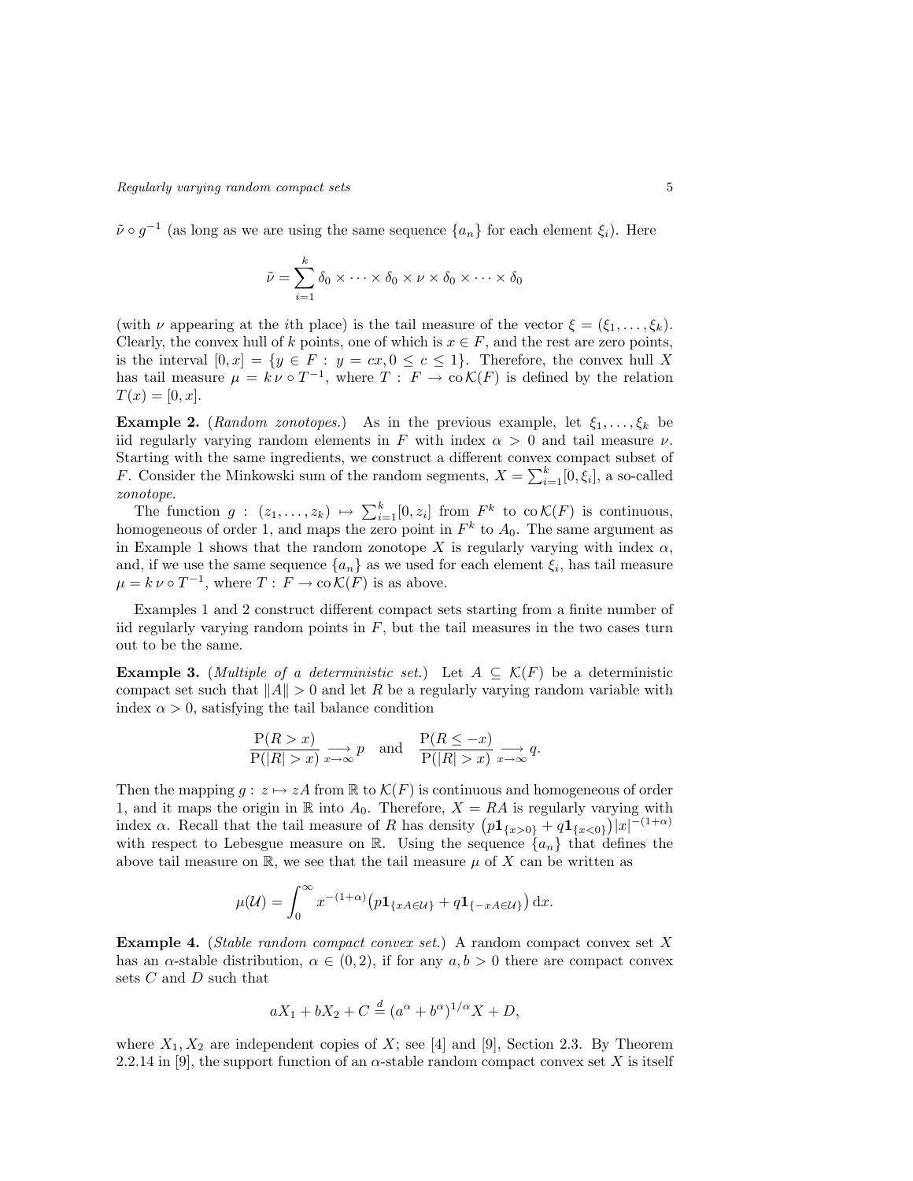$\tilde{\nu} \circ g^{-1}$ (as long as we are using the same sequence $\{a_n\}$ for each element $\xi_i$). Here

$$\tilde{\nu} = \sum_{i=1}^{k} \delta_0 \times \cdots \times \delta_0 \times \nu \times \delta_0 \times \cdots \times \delta_0$$

(with $\nu$ appearing at the $i$th place) is the tail measure of the vector $\xi = (\xi_1, \ldots, \xi_k)$. Clearly, the convex hull of $k$ points, one of which is $x \in F$, and the rest are zero points, is the interval $[0, x] = \{y \in F : y = cx, 0 \le c \le 1\}$. Therefore, the convex hull $X$ has tail measure $\mu = k\,\nu \circ T^{-1}$, where $T : F \to \operatorname{co}\mathcal{K}(F)$ is defined by the relation $T(x) = [0, x]$.

**Example 2.** (*Random zonotopes.*) As in the previous example, let $\xi_1, \ldots, \xi_k$ be iid regularly varying random elements in $F$ with index $\alpha > 0$ and tail measure $\nu$. Starting with the same ingredients, we construct a different convex compact subset of $F$. Consider the Minkowski sum of the random segments, $X = \sum_{i=1}^{k} [0, \xi_i]$, a so-called *zonotope*.

The function $g : (z_1, \ldots, z_k) \mapsto \sum_{i=1}^{k} [0, z_i]$ from $F^k$ to $\operatorname{co}\mathcal{K}(F)$ is continuous, homogeneous of order 1, and maps the zero point in $F^k$ to $A_0$. The same argument as in Example 1 shows that the random zonotope $X$ is regularly varying with index $\alpha$, and, if we use the same sequence $\{a_n\}$ as we used for each element $\xi_i$, has tail measure $\mu = k\,\nu \circ T^{-1}$, where $T : F \to \operatorname{co}\mathcal{K}(F)$ is as above.

Examples 1 and 2 construct different compact sets starting from a finite number of iid regularly varying random points in $F$, but the tail measures in the two cases turn out to be the same.

**Example 3.** (*Multiple of a deterministic set.*) Let $A \subseteq \mathcal{K}(F)$ be a deterministic compact set such that $\|A\| > 0$ and let $R$ be a regularly varying random variable with index $\alpha > 0$, satisfying the tail balance condition

$$\frac{\mathrm{P}(R > x)}{\mathrm{P}(|R| > x)} \underset{x \to \infty}{\longrightarrow} p \quad \text{and} \quad \frac{\mathrm{P}(R \le -x)}{\mathrm{P}(|R| > x)} \underset{x \to \infty}{\longrightarrow} q.$$

Then the mapping $g : z \mapsto zA$ from $\mathbb{R}$ to $\mathcal{K}(F)$ is continuous and homogeneous of order 1, and it maps the origin in $\mathbb{R}$ into $A_0$. Therefore, $X = RA$ is regularly varying with index $\alpha$. Recall that the tail measure of $R$ has density $\big(p\mathbf{1}_{\{x>0\}} + q\mathbf{1}_{\{x<0\}}\big)|x|^{-(1+\alpha)}$ with respect to Lebesgue measure on $\mathbb{R}$. Using the sequence $\{a_n\}$ that defines the above tail measure on $\mathbb{R}$, we see that the tail measure $\mu$ of $X$ can be written as

$$\mu(\mathcal{U}) = \int_0^\infty x^{-(1+\alpha)} \big(p\mathbf{1}_{\{xA \in \mathcal{U}\}} + q\mathbf{1}_{\{-xA \in \mathcal{U}\}}\big)\,\mathrm{d}x.$$

**Example 4.** (*Stable random compact convex set.*) A random compact convex set $X$ has an $\alpha$-stable distribution, $\alpha \in (0, 2)$, if for any $a, b > 0$ there are compact convex sets $C$ and $D$ such that

$$aX_1 + bX_2 + C \overset{d}{=} (a^\alpha + b^\alpha)^{1/\alpha} X + D,$$

where $X_1, X_2$ are independent copies of $X$; see [4] and [9], Section 2.3. By Theorem 2.2.14 in [9], the support function of an $\alpha$-stable random compact convex set $X$ is itself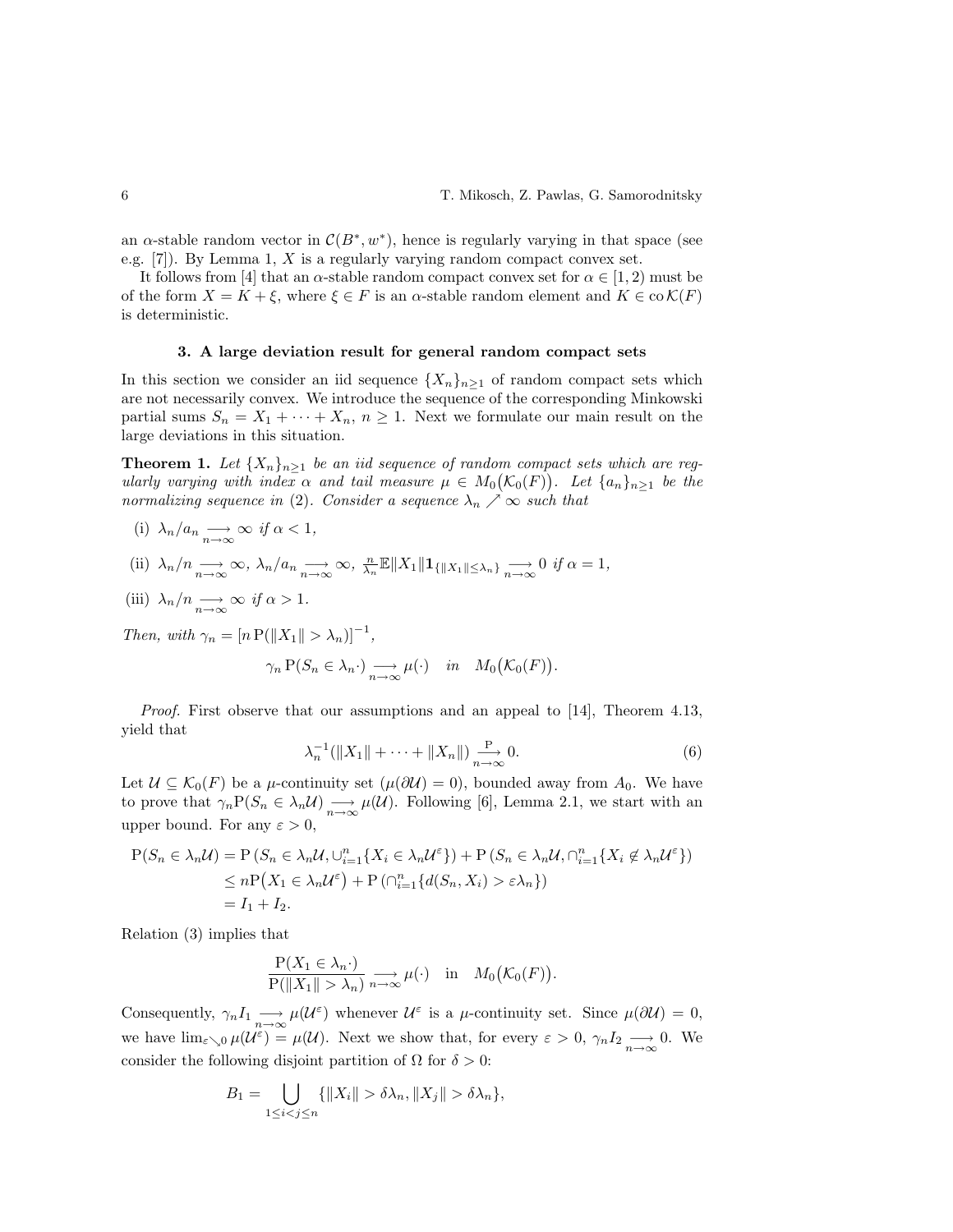an $\alpha$-stable random vector in $\mathcal{C}(B^*, w^*)$, hence is regularly varying in that space (see e.g. [7]). By Lemma 1, $X$ is a regularly varying random compact convex set.

It follows from [4] that an $\alpha$-stable random compact convex set for $\alpha \in [1, 2)$ must be of the form $X = K + \xi$, where $\xi \in F$ is an $\alpha$-stable random element and $K \in \operatorname{co}\mathcal{K}(F)$ is deterministic.

### 3. A large deviation result for general random compact sets

In this section we consider an iid sequence $\{X_n\}_{n\geq 1}$ of random compact sets which are not necessarily convex. We introduce the sequence of the corresponding Minkowski partial sums $S_n = X_1 + \cdots + X_n$, $n \geq 1$. Next we formulate our main result on the large deviations in this situation.

**Theorem 1.** *Let $\{X_n\}_{n\geq 1}$ be an iid sequence of random compact sets which are regularly varying with index $\alpha$ and tail measure $\mu \in M_0\big(\mathcal{K}_0(F)\big)$. Let $\{a_n\}_{n\geq 1}$ be the normalizing sequence in* (2)*. Consider a sequence $\lambda_n \nearrow \infty$ such that*

(i) $\lambda_n / a_n \underset{n\to\infty}{\longrightarrow} \infty$ *if* $\alpha < 1$,

(ii) $\lambda_n / n \underset{n\to\infty}{\longrightarrow} \infty$, $\lambda_n / a_n \underset{n\to\infty}{\longrightarrow} \infty$, $\frac{n}{\lambda_n}\mathbb{E}\|X_1\|\mathbf{1}_{\{\|X_1\|\leq \lambda_n\}} \underset{n\to\infty}{\longrightarrow} 0$ *if* $\alpha = 1$,

(iii) $\lambda_n / n \underset{n\to\infty}{\longrightarrow} \infty$ *if* $\alpha > 1$.

*Then, with* $\gamma_n = \left[n\,\mathrm{P}(\|X_1\| > \lambda_n)\right]^{-1}$,

$$\gamma_n\,\mathrm{P}(S_n \in \lambda_n \cdot) \underset{n\to\infty}{\longrightarrow} \mu(\cdot) \quad \text{in} \quad M_0\big(\mathcal{K}_0(F)\big).$$

*Proof.* First observe that our assumptions and an appeal to [14], Theorem 4.13, yield that

$$\lambda_n^{-1}(\|X_1\| + \cdots + \|X_n\|) \xrightarrow[n\to\infty]{\mathrm{P}} 0. \tag{6}$$

Let $\mathcal{U} \subseteq \mathcal{K}_0(F)$ be a $\mu$-continuity set ($\mu(\partial\mathcal{U}) = 0$), bounded away from $A_0$. We have to prove that $\gamma_n \mathrm{P}(S_n \in \lambda_n \mathcal{U}) \underset{n\to\infty}{\longrightarrow} \mu(\mathcal{U})$. Following [6], Lemma 2.1, we start with an upper bound. For any $\varepsilon > 0$,

$$\begin{aligned}
\mathrm{P}(S_n \in \lambda_n\mathcal{U}) &= \mathrm{P}\left(S_n \in \lambda_n\mathcal{U}, \cup_{i=1}^n\{X_i \in \lambda_n\mathcal{U}^\varepsilon\}\right) + \mathrm{P}\left(S_n \in \lambda_n\mathcal{U}, \cap_{i=1}^n\{X_i \notin \lambda_n\mathcal{U}^\varepsilon\}\right) \\
&\leq n\mathrm{P}\big(X_1 \in \lambda_n\mathcal{U}^\varepsilon\big) + \mathrm{P}\left(\cap_{i=1}^n\{d(S_n, X_i) > \varepsilon\lambda_n\}\right) \\
&= I_1 + I_2.
\end{aligned}$$

Relation (3) implies that

$$\frac{\mathrm{P}(X_1 \in \lambda_n \cdot)}{\mathrm{P}(\|X_1\| > \lambda_n)} \underset{n\to\infty}{\longrightarrow} \mu(\cdot) \quad \text{in} \quad M_0\big(\mathcal{K}_0(F)\big).$$

Consequently, $\gamma_n I_1 \underset{n\to\infty}{\longrightarrow} \mu(\mathcal{U}^\varepsilon)$ whenever $\mathcal{U}^\varepsilon$ is a $\mu$-continuity set. Since $\mu(\partial\mathcal{U}) = 0$, we have $\lim_{\varepsilon\searrow 0}\mu(\mathcal{U}^\varepsilon) = \mu(\mathcal{U})$. Next we show that, for every $\varepsilon > 0$, $\gamma_n I_2 \underset{n\to\infty}{\longrightarrow} 0$. We consider the following disjoint partition of $\Omega$ for $\delta > 0$:

$$B_1 = \bigcup_{1\leq i<j\leq n}\{\|X_i\| > \delta\lambda_n, \|X_j\| > \delta\lambda_n\},$$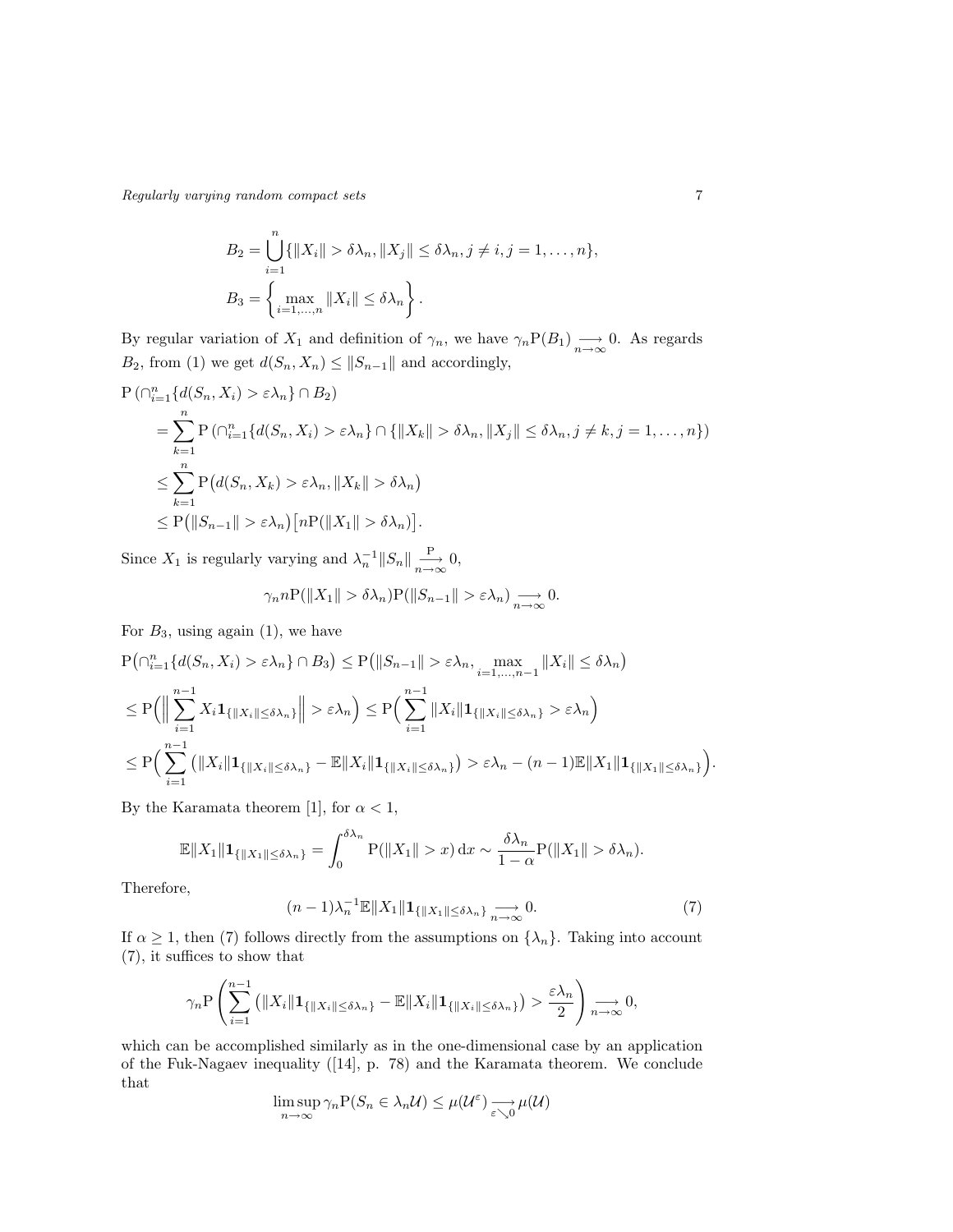$$B_2 = \bigcup_{i=1}^{n} \{\|X_i\| > \delta\lambda_n, \|X_j\| \le \delta\lambda_n, j \neq i, j = 1, \dots, n\},$$

$$B_3 = \left\{ \max_{i=1,\dots,n} \|X_i\| \le \delta\lambda_n \right\}.$$

By regular variation of $X_1$ and definition of $\gamma_n$, we have $\gamma_n \mathrm{P}(B_1) \underset{n\to\infty}{\longrightarrow} 0$. As regards $B_2$, from (1) we get $d(S_n, X_n) \le \|S_{n-1}\|$ and accordingly,

$$\begin{aligned}
&\mathrm{P}\left(\cap_{i=1}^{n}\{d(S_n, X_i) > \varepsilon\lambda_n\} \cap B_2\right) \\
&\quad = \sum_{k=1}^{n} \mathrm{P}\left(\cap_{i=1}^{n}\{d(S_n, X_i) > \varepsilon\lambda_n\} \cap \{\|X_k\| > \delta\lambda_n, \|X_j\| \le \delta\lambda_n, j \neq k, j = 1, \dots, n\}\right) \\
&\quad \le \sum_{k=1}^{n} \mathrm{P}\big(d(S_n, X_k) > \varepsilon\lambda_n, \|X_k\| > \delta\lambda_n\big) \\
&\quad \le \mathrm{P}\big(\|S_{n-1}\| > \varepsilon\lambda_n\big)\big[n\mathrm{P}(\|X_1\| > \delta\lambda_n)\big].
\end{aligned}$$

Since $X_1$ is regularly varying and $\lambda_n^{-1}\|S_n\| \underset{n\to\infty}{\overset{\mathrm{P}}{\longrightarrow}} 0$,

$$\gamma_n n\mathrm{P}(\|X_1\| > \delta\lambda_n)\mathrm{P}(\|S_{n-1}\| > \varepsilon\lambda_n) \underset{n\to\infty}{\longrightarrow} 0.$$

For $B_3$, using again (1), we have

$$\begin{aligned}
&\mathrm{P}\big(\cap_{i=1}^{n}\{d(S_n, X_i) > \varepsilon\lambda_n\} \cap B_3\big) \le \mathrm{P}\big(\|S_{n-1}\| > \varepsilon\lambda_n, \max_{i=1,\dots,n-1}\|X_i\| \le \delta\lambda_n\big) \\
&\le \mathrm{P}\Big(\Big\|\sum_{i=1}^{n-1} X_i \mathbf{1}_{\{\|X_i\| \le \delta\lambda_n\}}\Big\| > \varepsilon\lambda_n\Big) \le \mathrm{P}\Big(\sum_{i=1}^{n-1} \|X_i\|\mathbf{1}_{\{\|X_i\| \le \delta\lambda_n\}} > \varepsilon\lambda_n\Big) \\
&\le \mathrm{P}\Big(\sum_{i=1}^{n-1}\big(\|X_i\|\mathbf{1}_{\{\|X_i\| \le \delta\lambda_n\}} - \mathbb{E}\|X_i\|\mathbf{1}_{\{\|X_i\| \le \delta\lambda_n\}}\big) > \varepsilon\lambda_n - (n-1)\mathbb{E}\|X_1\|\mathbf{1}_{\{\|X_1\| \le \delta\lambda_n\}}\Big).
\end{aligned}$$

By the Karamata theorem [1], for $\alpha < 1$,

$$\mathbb{E}\|X_1\|\mathbf{1}_{\{\|X_1\| \le \delta\lambda_n\}} = \int_0^{\delta\lambda_n} \mathrm{P}(\|X_1\| > x)\,\mathrm{d}x \sim \frac{\delta\lambda_n}{1-\alpha}\mathrm{P}(\|X_1\| > \delta\lambda_n).$$

Therefore,

$$(n-1)\lambda_n^{-1}\mathbb{E}\|X_1\|\mathbf{1}_{\{\|X_1\| \le \delta\lambda_n\}} \underset{n\to\infty}{\longrightarrow} 0. \tag{7}$$

If $\alpha \ge 1$, then (7) follows directly from the assumptions on $\{\lambda_n\}$. Taking into account (7), it suffices to show that

$$\gamma_n \mathrm{P}\left(\sum_{i=1}^{n-1}\big(\|X_i\|\mathbf{1}_{\{\|X_i\| \le \delta\lambda_n\}} - \mathbb{E}\|X_i\|\mathbf{1}_{\{\|X_i\| \le \delta\lambda_n\}}\big) > \frac{\varepsilon\lambda_n}{2}\right) \underset{n\to\infty}{\longrightarrow} 0,$$

which can be accomplished similarly as in the one-dimensional case by an application of the Fuk-Nagaev inequality ([14], p. 78) and the Karamata theorem. We conclude that

$$\limsup_{n\to\infty} \gamma_n \mathrm{P}(S_n \in \lambda_n \mathcal{U}) \le \mu(\mathcal{U}^{\varepsilon}) \underset{\varepsilon\searrow 0}{\longrightarrow} \mu(\mathcal{U})$$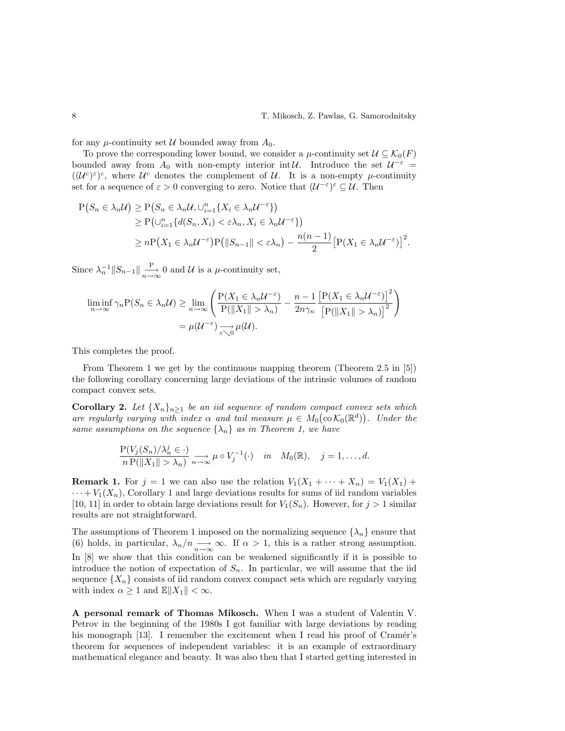for any $\mu$-continuity set $\mathcal{U}$ bounded away from $A_0$.

To prove the corresponding lower bound, we consider a $\mu$-continuity set $\mathcal{U} \subseteq \mathcal{K}_0(F)$ bounded away from $A_0$ with non-empty interior int$\mathcal{U}$. Introduce the set $\mathcal{U}^{-\varepsilon} = ((\mathcal{U}^c)^\varepsilon)^c$, where $\mathcal{U}^c$ denotes the complement of $\mathcal{U}$. It is a non-empty $\mu$-continuity set for a sequence of $\varepsilon > 0$ converging to zero. Notice that $(\mathcal{U}^{-\varepsilon})^\varepsilon \subseteq \mathcal{U}$. Then

$$
\begin{aligned}
\mathrm{P}\big(S_n \in \lambda_n \mathcal{U}\big) &\geq \mathrm{P}\big(S_n \in \lambda_n \mathcal{U}, \cup_{i=1}^n \{X_i \in \lambda_n \mathcal{U}^{-\varepsilon}\}\big) \\
&\geq \mathrm{P}\big(\cup_{i=1}^n \{d(S_n, X_i) < \varepsilon \lambda_n, X_i \in \lambda_n \mathcal{U}^{-\varepsilon}\}\big) \\
&\geq n \mathrm{P}\big(X_1 \in \lambda_n \mathcal{U}^{-\varepsilon}\big) \mathrm{P}\big(\|S_{n-1}\| < \varepsilon \lambda_n\big) - \frac{n(n-1)}{2} \big[\mathrm{P}(X_1 \in \lambda_n \mathcal{U}^{-\varepsilon})\big]^2.
\end{aligned}
$$

Since $\lambda_n^{-1} \|S_{n-1}\| \xrightarrow[n\to\infty]{\mathrm{P}} 0$ and $\mathcal{U}$ is a $\mu$-continuity set,

$$
\begin{aligned}
\liminf_{n\to\infty} \gamma_n \mathrm{P}(S_n \in \lambda_n \mathcal{U}) &\geq \lim_{n\to\infty} \left( \frac{\mathrm{P}(X_1 \in \lambda_n \mathcal{U}^{-\varepsilon})}{\mathrm{P}(\|X_1\| > \lambda_n)} - \frac{n-1}{2n\gamma_n} \frac{\big[\mathrm{P}(X_1 \in \lambda_n \mathcal{U}^{-\varepsilon})\big]^2}{\big[\mathrm{P}(\|X_1\| > \lambda_n)\big]^2} \right) \\
&= \mu(\mathcal{U}^{-\varepsilon}) \underset{\varepsilon \searrow 0}{\longrightarrow} \mu(\mathcal{U}).
\end{aligned}
$$

This completes the proof.

From Theorem 1 we get by the continuous mapping theorem (Theorem 2.5 in [5]) the following corollary concerning large deviations of the intrinsic volumes of random compact convex sets.

**Corollary 2.** *Let $\{X_n\}_{n\geq 1}$ be an iid sequence of random compact convex sets which are regularly varying with index $\alpha$ and tail measure $\mu \in M_0\big(\mathrm{co}\,\mathcal{K}_0(\mathbb{R}^d)\big)$. Under the same assumptions on the sequence $\{\lambda_n\}$ as in Theorem 1, we have*

$$
\frac{\mathrm{P}(V_j(S_n)/\lambda_n^j \in \cdot)}{n\,\mathrm{P}(\|X_1\| > \lambda_n)} \underset{n\to\infty}{\longrightarrow} \mu \circ V_j^{-1}(\cdot) \quad in \quad M_0(\mathbb{R}), \quad j = 1, \ldots, d.
$$

**Remark 1.** For $j = 1$ we can also use the relation $V_1(X_1 + \cdots + X_n) = V_1(X_1) + \cdots + V_1(X_n)$, Corollary 1 and large deviations results for sums of iid random variables [10, 11] in order to obtain large deviations result for $V_1(S_n)$. However, for $j > 1$ similar results are not straightforward.

The assumptions of Theorem 1 imposed on the normalizing sequence $\{\lambda_n\}$ ensure that (6) holds, in particular, $\lambda_n/n \underset{n\to\infty}{\longrightarrow} \infty$. If $\alpha > 1$, this is a rather strong assumption. In [8] we show that this condition can be weakened significantly if it is possible to introduce the notion of expectation of $S_n$. In particular, we will assume that the iid sequence $\{X_n\}$ consists of iid random convex compact sets which are regularly varying with index $\alpha \geq 1$ and $\mathbb{E}\|X_1\| < \infty$.

**A personal remark of Thomas Mikosch.** When I was a student of Valentin V. Petrov in the beginning of the 1980s I got familiar with large deviations by reading his monograph [13]. I remember the excitement when I read his proof of Cramér's theorem for sequences of independent variables: it is an example of extraordinary mathematical elegance and beauty. It was also then that I started getting interested in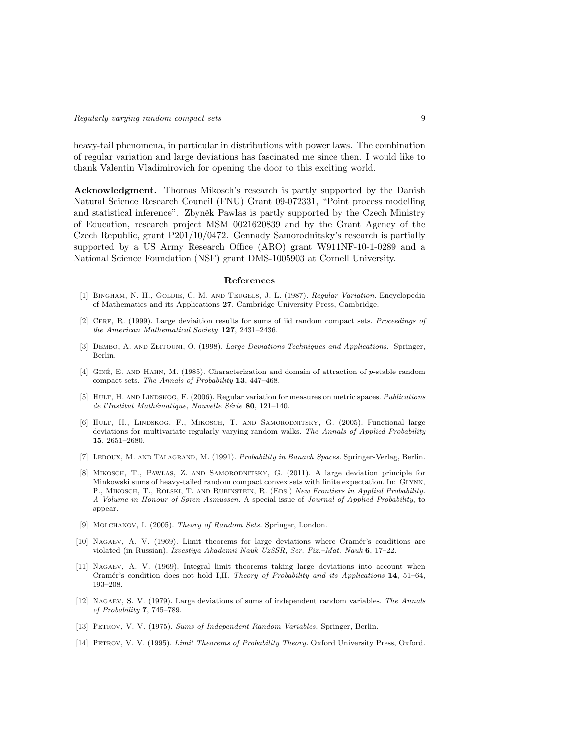heavy-tail phenomena, in particular in distributions with power laws. The combination of regular variation and large deviations has fascinated me since then. I would like to thank Valentin Vladimirovich for opening the door to this exciting world.

**Acknowledgment.** Thomas Mikosch's research is partly supported by the Danish Natural Science Research Council (FNU) Grant 09-072331, "Point process modelling and statistical inference". Zbyněk Pawlas is partly supported by the Czech Ministry of Education, research project MSM 0021620839 and by the Grant Agency of the Czech Republic, grant P201/10/0472. Gennady Samorodnitsky's research is partially supported by a US Army Research Office (ARO) grant W911NF-10-1-0289 and a National Science Foundation (NSF) grant DMS-1005903 at Cornell University.

## References

[1] Bingham, N. H., Goldie, C. M. and Teugels, J. L. (1987). *Regular Variation.* Encyclopedia of Mathematics and its Applications **27**. Cambridge University Press, Cambridge.

[2] Cerf, R. (1999). Large deviaition results for sums of iid random compact sets. *Proceedings of the American Mathematical Society* **127**, 2431–2436.

[3] Dembo, A. and Zeitouni, O. (1998). *Large Deviations Techniques and Applications.* Springer, Berlin.

[4] Giné, E. and Hahn, M. (1985). Characterization and domain of attraction of $p$-stable random compact sets. *The Annals of Probability* **13**, 447–468.

[5] Hult, H. and Lindskog, F. (2006). Regular variation for measures on metric spaces. *Publications de l'Institut Mathématique, Nouvelle Série* **80**, 121–140.

[6] Hult, H., Lindskog, F., Mikosch, T. and Samorodnitsky, G. (2005). Functional large deviations for multivariate regularly varying random walks. *The Annals of Applied Probability* **15**, 2651–2680.

[7] Ledoux, M. and Talagrand, M. (1991). *Probability in Banach Spaces.* Springer-Verlag, Berlin.

[8] Mikosch, T., Pawlas, Z. and Samorodnitsky, G. (2011). A large deviation principle for Minkowski sums of heavy-tailed random compact convex sets with finite expectation. In: Glynn, P., Mikosch, T., Rolski, T. and Rubinstein, R. (Eds.) *New Frontiers in Applied Probability. A Volume in Honour of Søren Asmussen.* A special issue of *Journal of Applied Probability*, to appear.

[9] Molchanov, I. (2005). *Theory of Random Sets.* Springer, London.

[10] Nagaev, A. V. (1969). Limit theorems for large deviations where Cramér's conditions are violated (in Russian). *Izvestiya Akademii Nauk UzSSR, Ser. Fiz.–Mat. Nauk* **6**, 17–22.

[11] Nagaev, A. V. (1969). Integral limit theorems taking large deviations into account when Cramér's condition does not hold I,II. *Theory of Probability and its Applications* **14**, 51–64, 193–208.

[12] Nagaev, S. V. (1979). Large deviations of sums of independent random variables. *The Annals of Probability* **7**, 745–789.

[13] Petrov, V. V. (1975). *Sums of Independent Random Variables.* Springer, Berlin.

[14] Petrov, V. V. (1995). *Limit Theorems of Probability Theory.* Oxford University Press, Oxford.